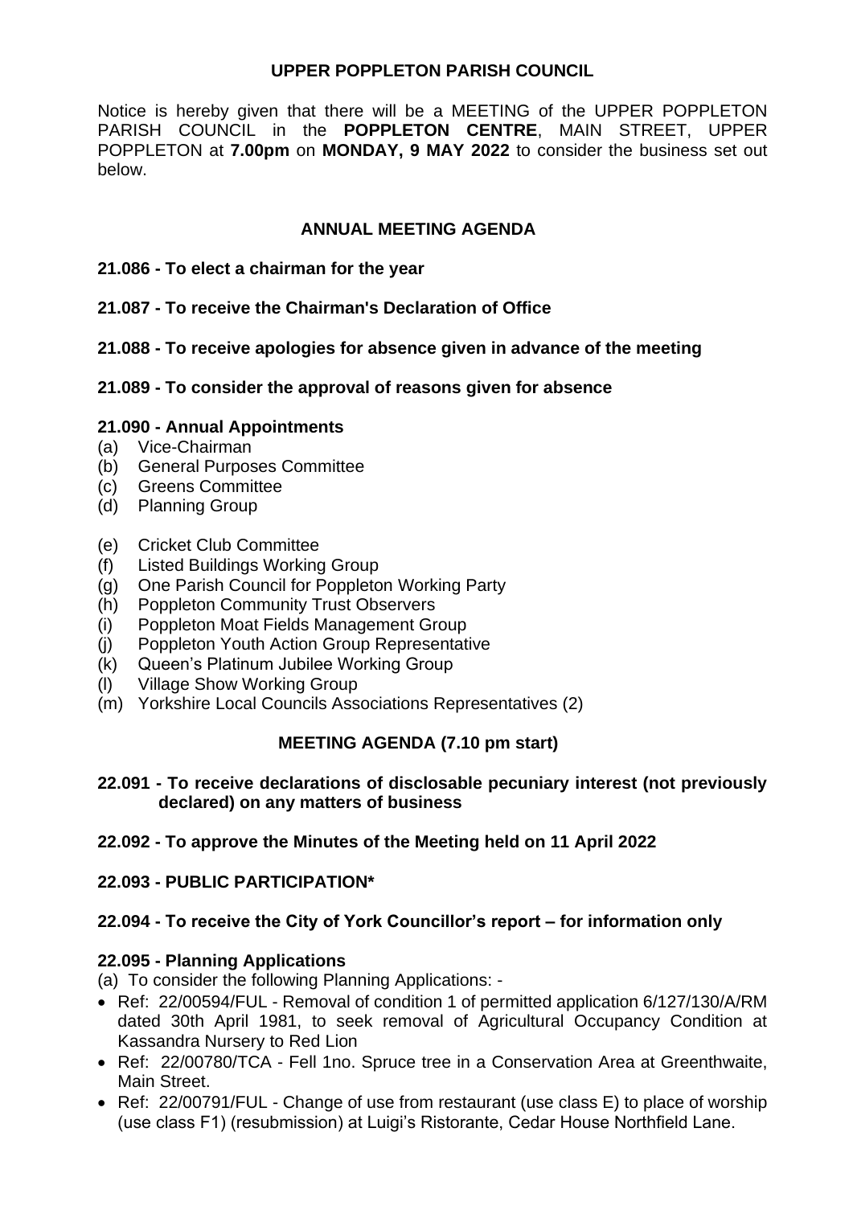# UPPER POPPLETON PARISH COUNCIL

Notice is hereby given that there will be a MEETING of the UPPER POPPLETON PARISH COUNCIL in the **POPPLETON CENTRE**, MAIN STREET, UPPER POPPLETON at **7.00pm** on **MONDAY, 9 MAY 2022** to consider the business set out below.

## ANNUAL MEETING AGENDA

**21.086 - To elect a chairman for the year**

**21.087 - To receive the Chairman's Declaration of Office**

**21.088 - To receive apologies for absence given in advance of the meeting**

**21.089 - To consider the approval of reasons given for absence**

**21.090 - Annual Appointments**

(a) Vice-Chairman
(b) General Purposes Committee
(c) Greens Committee
(d) Planning Group

(e) Cricket Club Committee
(f) Listed Buildings Working Group
(g) One Parish Council for Poppleton Working Party
(h) Poppleton Community Trust Observers
(i) Poppleton Moat Fields Management Group
(j) Poppleton Youth Action Group Representative
(k) Queen's Platinum Jubilee Working Group
(l) Village Show Working Group
(m) Yorkshire Local Councils Associations Representatives (2)

## MEETING AGENDA (7.10 pm start)

**22.091 - To receive declarations of disclosable pecuniary interest (not previously declared) on any matters of business**

**22.092 - To approve the Minutes of the Meeting held on 11 April 2022**

**22.093 - PUBLIC PARTICIPATION***

**22.094 - To receive the City of York Councillor's report – for information only**

**22.095 - Planning Applications**

(a) To consider the following Planning Applications: -

- Ref: 22/00594/FUL - Removal of condition 1 of permitted application 6/127/130/A/RM dated 30th April 1981, to seek removal of Agricultural Occupancy Condition at Kassandra Nursery to Red Lion
- Ref: 22/00780/TCA - Fell 1no. Spruce tree in a Conservation Area at Greenthwaite, Main Street.
- Ref: 22/00791/FUL - Change of use from restaurant (use class E) to place of worship (use class F1) (resubmission) at Luigi's Ristorante, Cedar House Northfield Lane.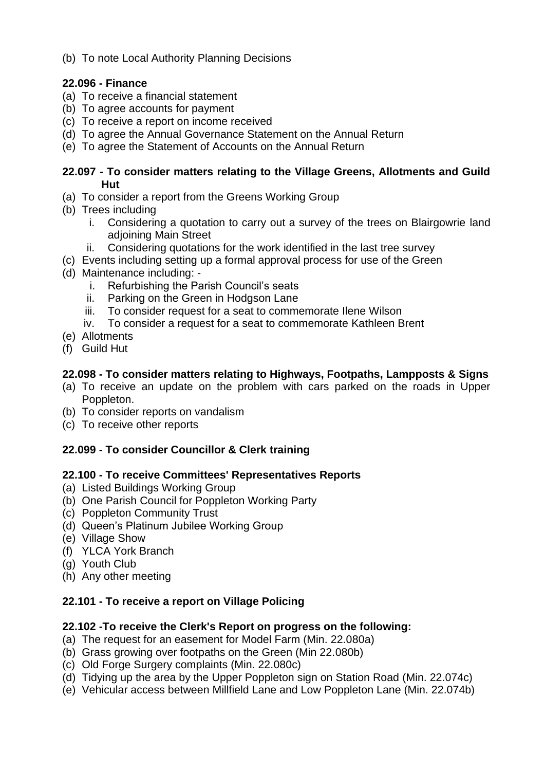(b) To note Local Authority Planning Decisions

**22.096 - Finance**

(a) To receive a financial statement
(b) To agree accounts for payment
(c) To receive a report on income received
(d) To agree the Annual Governance Statement on the Annual Return
(e) To agree the Statement of Accounts on the Annual Return

**22.097 - To consider matters relating to the Village Greens, Allotments and Guild Hut**

(a) To consider a report from the Greens Working Group
(b) Trees including
   i. Considering a quotation to carry out a survey of the trees on Blairgowrie land adjoining Main Street
   ii. Considering quotations for the work identified in the last tree survey
(c) Events including setting up a formal approval process for use of the Green
(d) Maintenance including: -
   i. Refurbishing the Parish Council's seats
   ii. Parking on the Green in Hodgson Lane
   iii. To consider request for a seat to commemorate Ilene Wilson
   iv. To consider a request for a seat to commemorate Kathleen Brent
(e) Allotments
(f) Guild Hut

**22.098 - To consider matters relating to Highways, Footpaths, Lampposts & Signs**

(a) To receive an update on the problem with cars parked on the roads in Upper Poppleton.
(b) To consider reports on vandalism
(c) To receive other reports

**22.099 - To consider Councillor & Clerk training**

**22.100 - To receive Committees' Representatives Reports**

(a) Listed Buildings Working Group
(b) One Parish Council for Poppleton Working Party
(c) Poppleton Community Trust
(d) Queen's Platinum Jubilee Working Group
(e) Village Show
(f) YLCA York Branch
(g) Youth Club
(h) Any other meeting

**22.101 - To receive a report on Village Policing**

**22.102 -To receive the Clerk's Report on progress on the following:**

(a) The request for an easement for Model Farm (Min. 22.080a)
(b) Grass growing over footpaths on the Green (Min 22.080b)
(c) Old Forge Surgery complaints (Min. 22.080c)
(d) Tidying up the area by the Upper Poppleton sign on Station Road (Min. 22.074c)
(e) Vehicular access between Millfield Lane and Low Poppleton Lane (Min. 22.074b)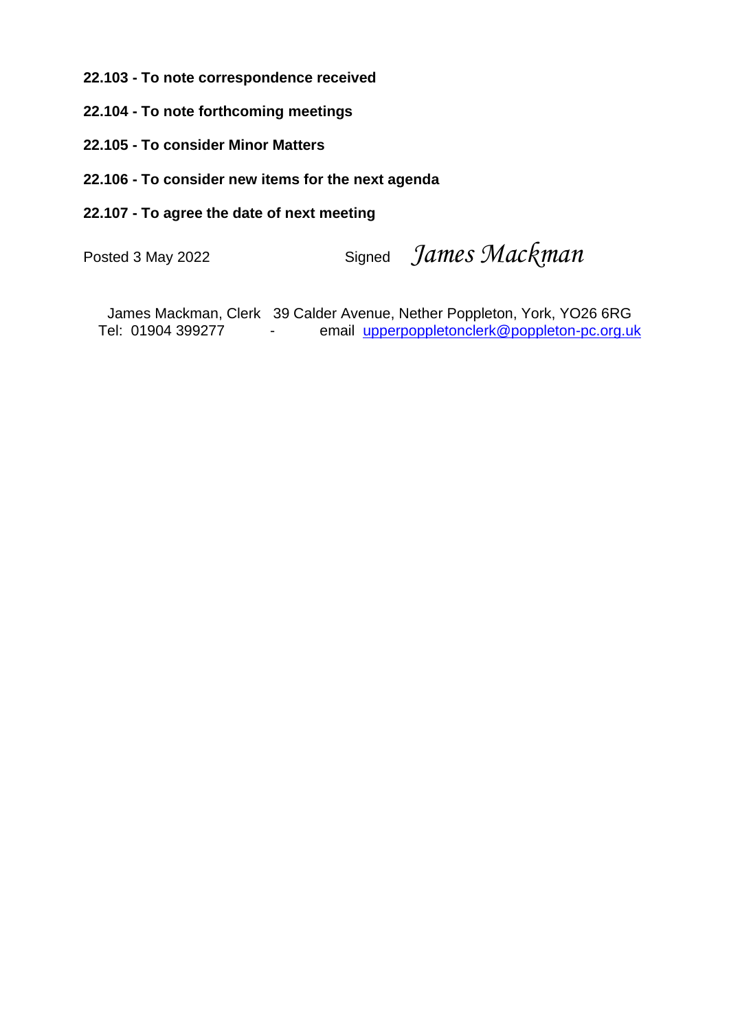**22.103 - To note correspondence received**

**22.104 - To note forthcoming meetings**

**22.105 - To consider Minor Matters**

**22.106 - To consider new items for the next agenda**

**22.107 - To agree the date of next meeting**

Posted 3 May 2022 Signed *James Mackman*

James Mackman, Clerk 39 Calder Avenue, Nether Poppleton, York, YO26 6RG
Tel: 01904 399277 - email upperpoppletonclerk@poppleton-pc.org.uk